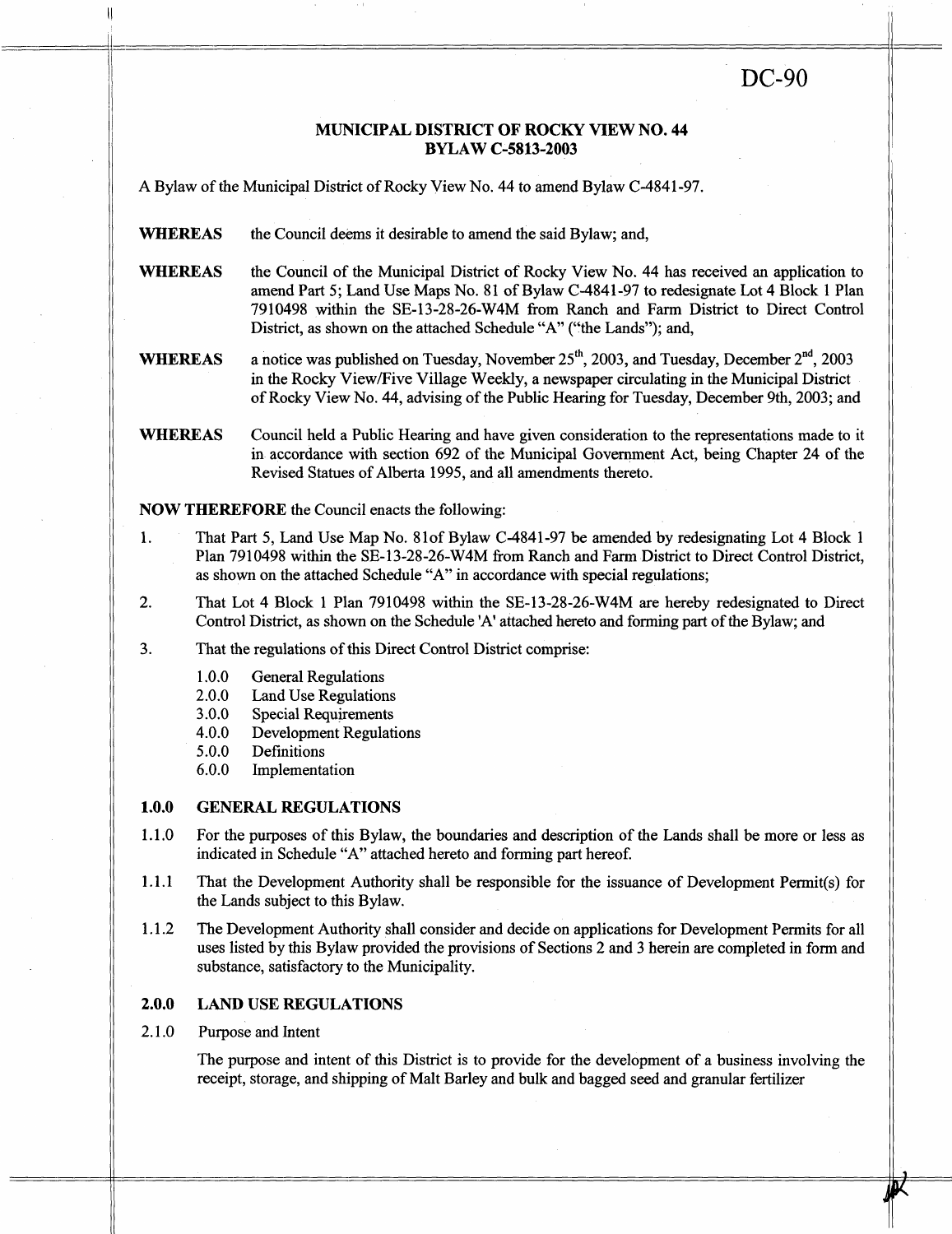DC-90

# MUNICIPAL DISTRICT OF ROCKY VIEW NO. 44
## BYLAW C-5813-2003

A Bylaw of the Municipal District of Rocky View No. 44 to amend Bylaw C-4841-97.

**WHEREAS** the Council deems it desirable to amend the said Bylaw; and,

**WHEREAS** the Council of the Municipal District of Rocky View No. 44 has received an application to amend Part 5; Land Use Maps No. 81 of Bylaw C-4841-97 to redesignate Lot 4 Block 1 Plan 7910498 within the SE-13-28-26-W4M from Ranch and Farm District to Direct Control District, as shown on the attached Schedule "A" ("the Lands"); and,

**WHEREAS** a notice was published on Tuesday, November 25th, 2003, and Tuesday, December 2nd, 2003 in the Rocky View/Five Village Weekly, a newspaper circulating in the Municipal District of Rocky View No. 44, advising of the Public Hearing for Tuesday, December 9th, 2003; and

**WHEREAS** Council held a Public Hearing and have given consideration to the representations made to it in accordance with section 692 of the Municipal Government Act, being Chapter 24 of the Revised Statues of Alberta 1995, and all amendments thereto.

**NOW THEREFORE** the Council enacts the following:

1. That Part 5, Land Use Map No. 81of Bylaw C-4841-97 be amended by redesignating Lot 4 Block 1 Plan 7910498 within the SE-13-28-26-W4M from Ranch and Farm District to Direct Control District, as shown on the attached Schedule "A" in accordance with special regulations;

2. That Lot 4 Block 1 Plan 7910498 within the SE-13-28-26-W4M are hereby redesignated to Direct Control District, as shown on the Schedule 'A' attached hereto and forming part of the Bylaw; and

3. That the regulations of this Direct Control District comprise:

   1.0.0 General Regulations
   2.0.0 Land Use Regulations
   3.0.0 Special Requirements
   4.0.0 Development Regulations
   5.0.0 Definitions
   6.0.0 Implementation

### 1.0.0 GENERAL REGULATIONS

1.1.0 For the purposes of this Bylaw, the boundaries and description of the Lands shall be more or less as indicated in Schedule "A" attached hereto and forming part hereof.

1.1.1 That the Development Authority shall be responsible for the issuance of Development Permit(s) for the Lands subject to this Bylaw.

1.1.2 The Development Authority shall consider and decide on applications for Development Permits for all uses listed by this Bylaw provided the provisions of Sections 2 and 3 herein are completed in form and substance, satisfactory to the Municipality.

### 2.0.0 LAND USE REGULATIONS

2.1.0 Purpose and Intent

The purpose and intent of this District is to provide for the development of a business involving the receipt, storage, and shipping of Malt Barley and bulk and bagged seed and granular fertilizer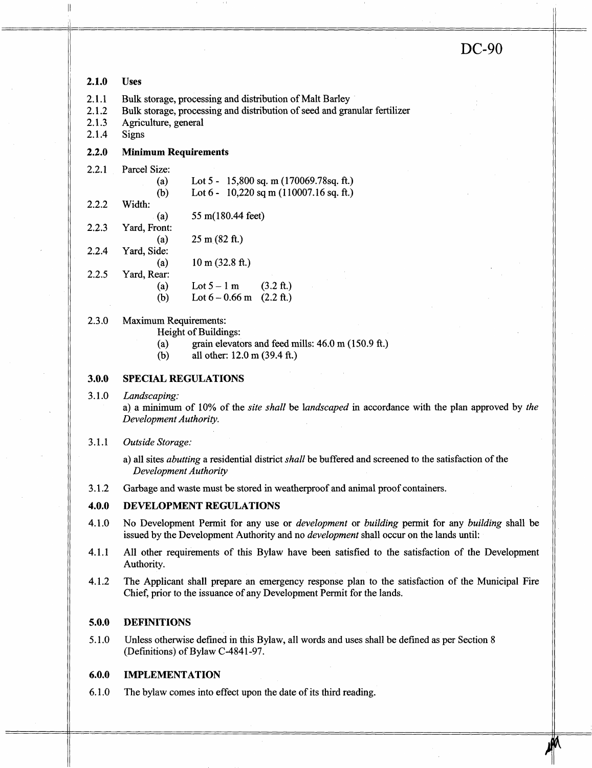DC-90

**2.1.0 Uses**

2.1.1 Bulk storage, processing and distribution of Malt Barley
2.1.2 Bulk storage, processing and distribution of seed and granular fertilizer
2.1.3 Agriculture, general
2.1.4 Signs

**2.2.0 Minimum Requirements**

2.2.1 Parcel Size:
- (a) Lot 5 - 15,800 sq. m (170069.78sq. ft.)
- (b) Lot 6 - 10,220 sq m (110007.16 sq. ft.)

2.2.2 Width:
- (a) 55 m(180.44 feet)

2.2.3 Yard, Front:
- (a) 25 m (82 ft.)

2.2.4 Yard, Side:
- (a) 10 m (32.8 ft.)

2.2.5 Yard, Rear:
- (a) Lot 5 – 1 m (3.2 ft.)
- (b) Lot 6 – 0.66 m (2.2 ft.)

2.3.0 Maximum Requirements:
Height of Buildings:
- (a) grain elevators and feed mills: 46.0 m (150.9 ft.)
- (b) all other: 12.0 m (39.4 ft.)

**3.0.0 SPECIAL REGULATIONS**

3.1.0 *Landscaping:*
a) a minimum of 10% of the *site shall* be l*andscaped* in accordance with the plan approved by *the Development Authority.*

3.1.1 *Outside Storage:*

a) all sites *abutting* a residential district *shall* be buffered and screened to the satisfaction of the *Development Authority*

3.1.2 Garbage and waste must be stored in weatherproof and animal proof containers.

**4.0.0 DEVELOPMENT REGULATIONS**

4.1.0 No Development Permit for any use or *development* or *building* permit for any *building* shall be issued by the Development Authority and no *development* shall occur on the lands until:

4.1.1 All other requirements of this Bylaw have been satisfied to the satisfaction of the Development Authority.

4.1.2 The Applicant shall prepare an emergency response plan to the satisfaction of the Municipal Fire Chief, prior to the issuance of any Development Permit for the lands.

**5.0.0 DEFINITIONS**

5.1.0 Unless otherwise defined in this Bylaw, all words and uses shall be defined as per Section 8 (Definitions) of Bylaw C-4841-97.

**6.0.0 IMPLEMENTATION**

6.1.0 The bylaw comes into effect upon the date of its third reading.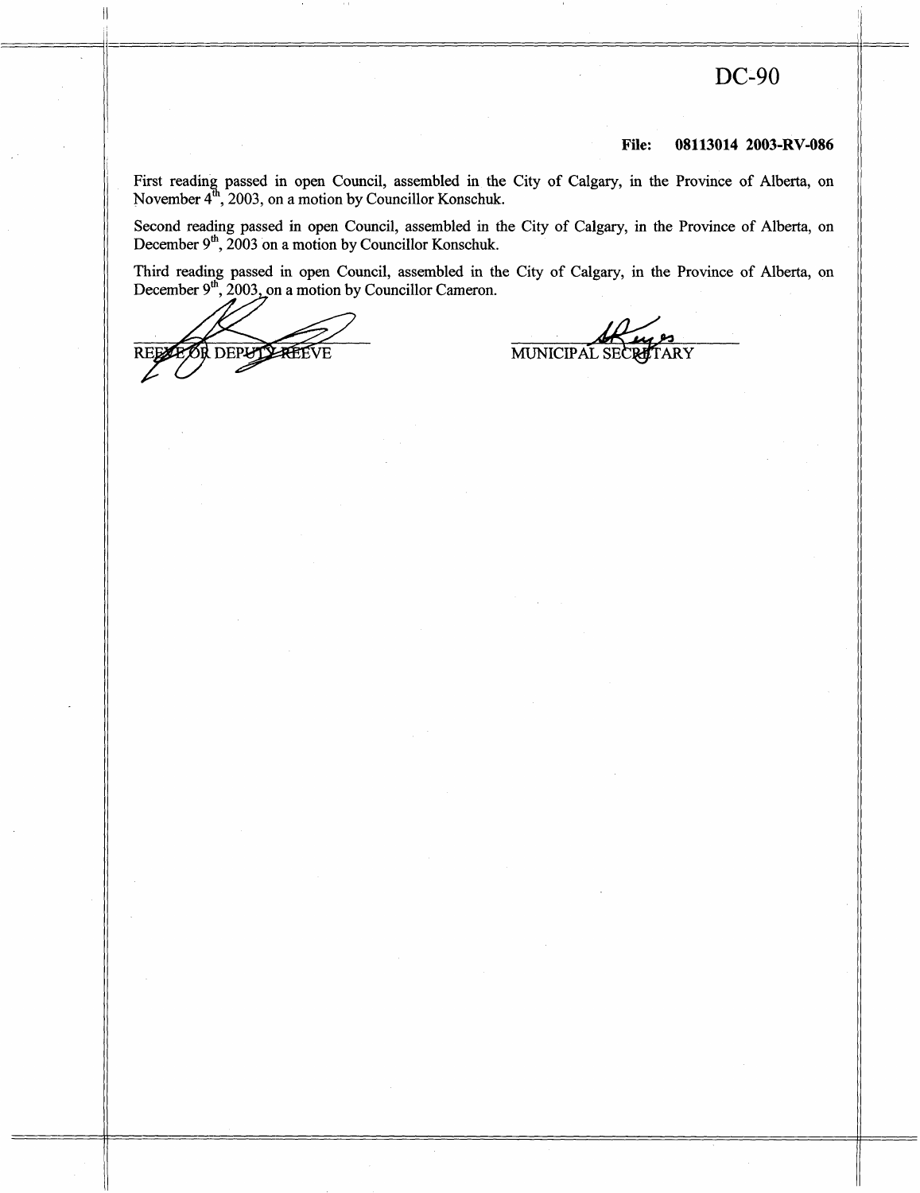DC-90

**File: 08113014 2003-RV-086**

First reading passed in open Council, assembled in the City of Calgary, in the Province of Alberta, on November 4th, 2003, on a motion by Councillor Konschuk.

Second reading passed in open Council, assembled in the City of Calgary, in the Province of Alberta, on December 9th, 2003 on a motion by Councillor Konschuk.

Third reading passed in open Council, assembled in the City of Calgary, in the Province of Alberta, on December 9th, 2003, on a motion by Councillor Cameron.

REEVE OR DEPUTY REEVE

MUNICIPAL SECRETARY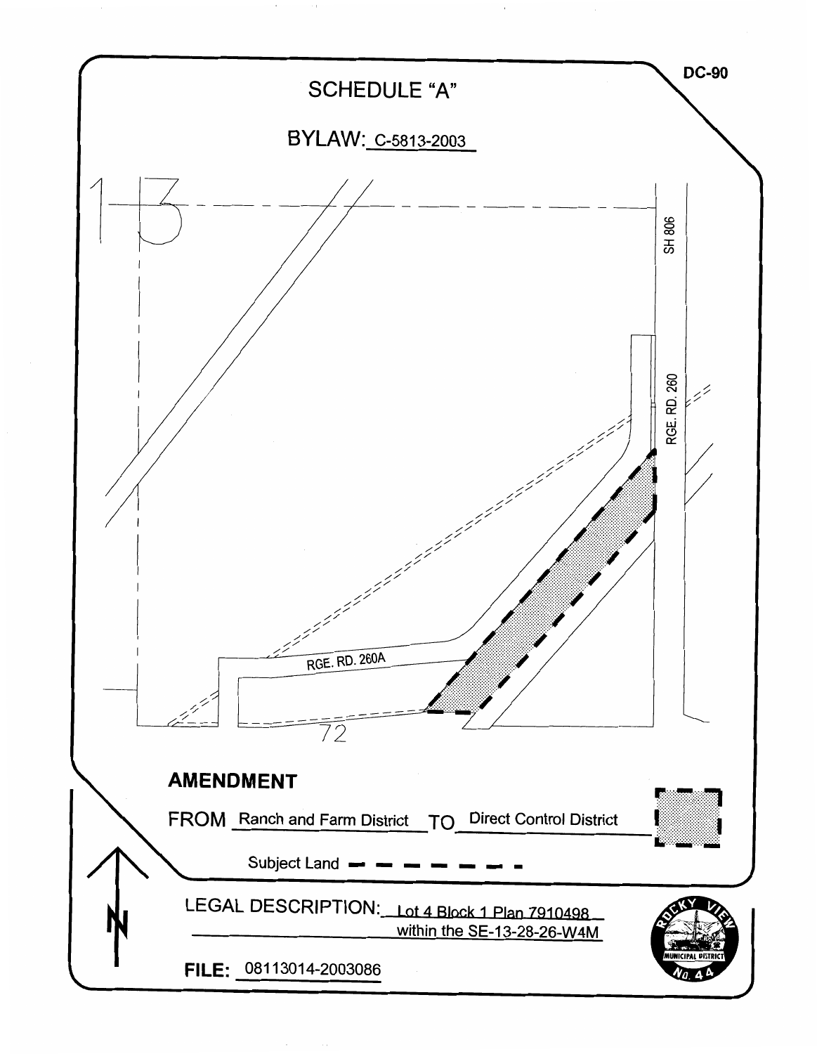DC-90

# SCHEDULE "A"

## BYLAW: C-5813-2003

13

SH 806

RGE. RD. 260

RGE. RD. 260A

72

**AMENDMENT**

FROM Ranch and Farm District TO Direct Control District

Subject Land

LEGAL DESCRIPTION: Lot 4 Block 1 Plan 7910498 within the SE-13-28-26-W4M

**FILE:** 08113014-2003086

ROCKY VIEW MUNICIPAL DISTRICT No. 44